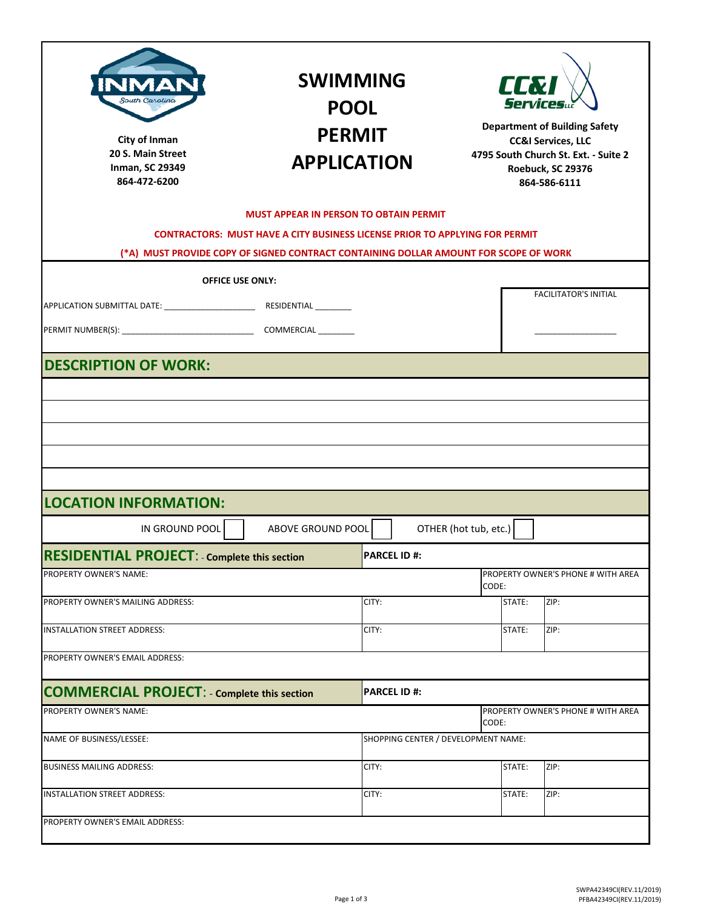City of Inman
20 S. Main Street
Inman, SC 29349
864-472-6200

# SWIMMING POOL PERMIT APPLICATION

Department of Building Safety
CC&I Services, LLC
4795 South Church St. Ext. - Suite 2
Roebuck, SC 29376
864-586-6111

**MUST APPEAR IN PERSON TO OBTAIN PERMIT**

**CONTRACTORS: MUST HAVE A CITY BUSINESS LICENSE PRIOR TO APPLYING FOR PERMIT**

**(*A) MUST PROVIDE COPY OF SIGNED CONTRACT CONTAINING DOLLAR AMOUNT FOR SCOPE OF WORK**

**OFFICE USE ONLY:**

APPLICATION SUBMITTAL DATE: ____________________ RESIDENTIAL ________

PERMIT NUMBER(S): ____________________________ COMMERCIAL ________

FACILITATOR'S INITIAL ___________________

## DESCRIPTION OF WORK:

| |
|---|
| |
| |
| |
| |
| |

## LOCATION INFORMATION:

IN GROUND POOL ☐ ABOVE GROUND POOL ☐ OTHER (hot tub, etc.) ☐

## RESIDENTIAL PROJECT: - Complete this section

| PARCEL ID #: | | | |
|---|---|---|---|
| PROPERTY OWNER'S NAME: | | PROPERTY OWNER'S PHONE # WITH AREA CODE: | |
| PROPERTY OWNER'S MAILING ADDRESS: | CITY: | STATE: | ZIP: |
| INSTALLATION STREET ADDRESS: | CITY: | STATE: | ZIP: |
| PROPERTY OWNER'S EMAIL ADDRESS: | | | |

## COMMERCIAL PROJECT: - Complete this section

| PARCEL ID #: | | | |
|---|---|---|---|
| PROPERTY OWNER'S NAME: | | PROPERTY OWNER'S PHONE # WITH AREA CODE: | |
| NAME OF BUSINESS/LESSEE: | SHOPPING CENTER / DEVELOPMENT NAME: | | |
| BUSINESS MAILING ADDRESS: | CITY: | STATE: | ZIP: |
| INSTALLATION STREET ADDRESS: | CITY: | STATE: | ZIP: |
| PROPERTY OWNER'S EMAIL ADDRESS: | | | |

SWPA42349CI(REV.11/2019)
PFBA42349CI(REV.11/2019)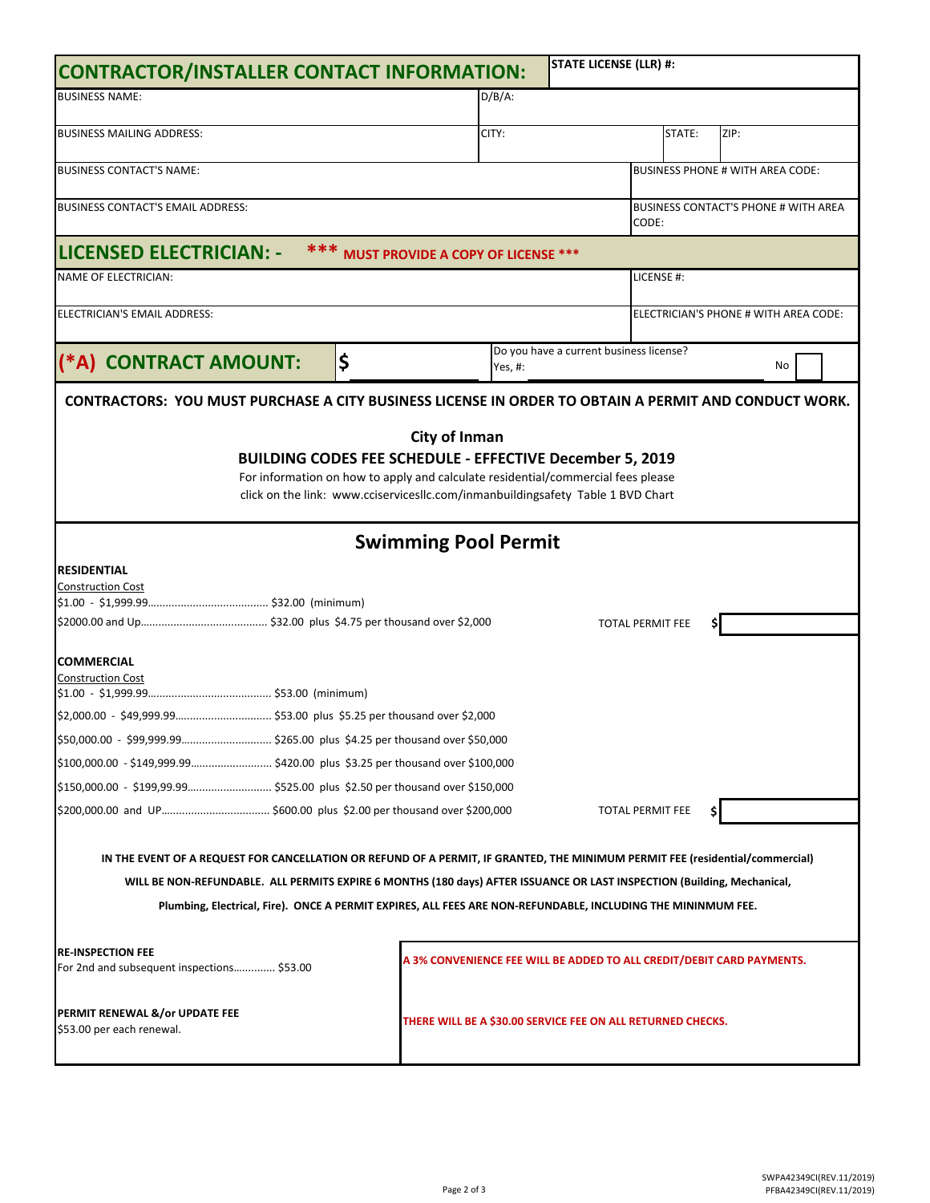## CONTRACTOR/INSTALLER CONTACT INFORMATION:

| | | | |
|---|---|---|---|
| STATE LICENSE (LLR) #: | | | |
| BUSINESS NAME: | D/B/A: | | |
| BUSINESS MAILING ADDRESS: | CITY: | STATE: | ZIP: |
| BUSINESS CONTACT'S NAME: | | BUSINESS PHONE # WITH AREA CODE: | |
| BUSINESS CONTACT'S EMAIL ADDRESS: | | BUSINESS CONTACT'S PHONE # WITH AREA CODE: | |

## LICENSED ELECTRICIAN: - *** MUST PROVIDE A COPY OF LICENSE ***

| | |
|---|---|
| NAME OF ELECTRICIAN: | LICENSE #: |
| ELECTRICIAN'S EMAIL ADDRESS: | ELECTRICIAN'S PHONE # WITH AREA CODE: |

## (*A) CONTRACT AMOUNT: $

Do you have a current business license?
Yes, #: No

**CONTRACTORS: YOU MUST PURCHASE A CITY BUSINESS LICENSE IN ORDER TO OBTAIN A PERMIT AND CONDUCT WORK.**

**City of Inman**

**BUILDING CODES FEE SCHEDULE - EFFECTIVE December 5, 2019**

For information on how to apply and calculate residential/commercial fees please click on the link: www.cciservicesllc.com/inmanbuildingsafety Table 1 BVD Chart

# Swimming Pool Permit

**RESIDENTIAL**

Construction Cost

$1.00 - $1,999.99........................................ $32.00 (minimum)

$2000.00 and Up.......................................... $32.00 plus $4.75 per thousand over $2,000

TOTAL PERMIT FEE $

**COMMERCIAL**

Construction Cost

$1.00 - $1,999.99......................................... $53.00 (minimum)

$2,000.00 - $49,999.99................................ $53.00 plus $5.25 per thousand over $2,000

$50,000.00 - $99,999.99.............................. $265.00 plus $4.25 per thousand over $50,000

$100,000.00 - $149,999.99........................... $420.00 plus $3.25 per thousand over $100,000

$150,000.00 - $199,99.99............................ $525.00 plus $2.50 per thousand over $150,000

$200,000.00 and UP.................................... $600.00 plus $2.00 per thousand over $200,000

TOTAL PERMIT FEE $

**IN THE EVENT OF A REQUEST FOR CANCELLATION OR REFUND OF A PERMIT, IF GRANTED, THE MINIMUM PERMIT FEE (residential/commercial) WILL BE NON-REFUNDABLE. ALL PERMITS EXPIRE 6 MONTHS (180 days) AFTER ISSUANCE OR LAST INSPECTION (Building, Mechanical, Plumbing, Electrical, Fire). ONCE A PERMIT EXPIRES, ALL FEES ARE NON-REFUNDABLE, INCLUDING THE MININMUM FEE.**

**RE-INSPECTION FEE**
For 2nd and subsequent inspections.............. $53.00

**PERMIT RENEWAL &/or UPDATE FEE**
$53.00 per each renewal.

**A 3% CONVENIENCE FEE WILL BE ADDED TO ALL CREDIT/DEBIT CARD PAYMENTS.**

**THERE WILL BE A $30.00 SERVICE FEE ON ALL RETURNED CHECKS.**

SWPA42349CI(REV.11/2019)
PFBA42349CI(REV.11/2019)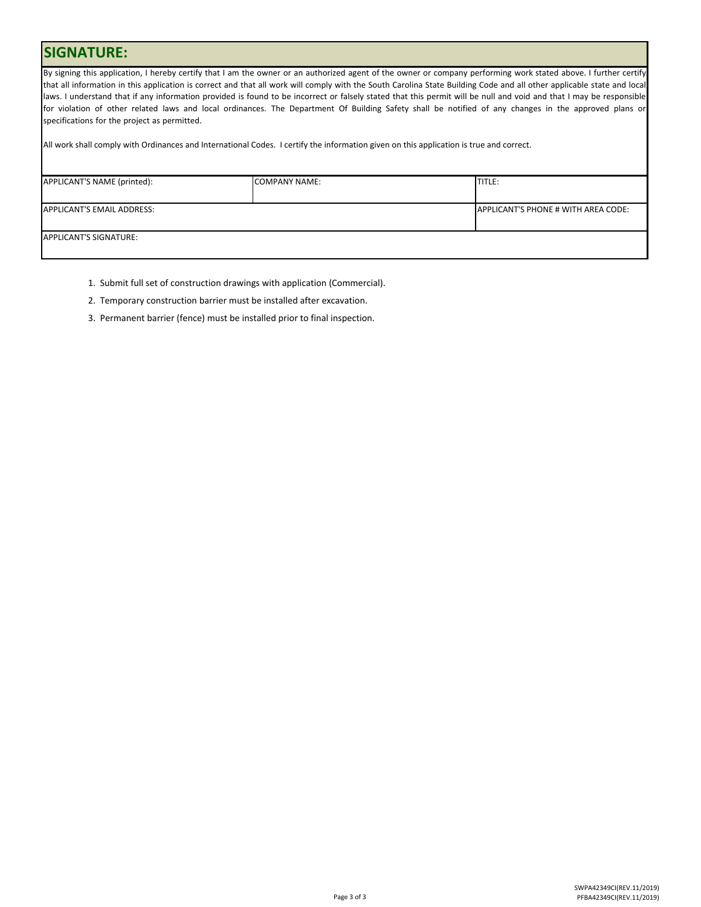## SIGNATURE:

By signing this application, I hereby certify that I am the owner or an authorized agent of the owner or company performing work stated above. I further certify that all information in this application is correct and that all work will comply with the South Carolina State Building Code and all other applicable state and local laws. I understand that if any information provided is found to be incorrect or falsely stated that this permit will be null and void and that I may be responsible for violation of other related laws and local ordinances. The Department Of Building Safety shall be notified of any changes in the approved plans or specifications for the project as permitted.

All work shall comply with Ordinances and International Codes. I certify the information given on this application is true and correct.

| APPLICANT'S NAME (printed): | COMPANY NAME: | TITLE: |
|---|---|---|
| APPLICANT'S EMAIL ADDRESS: | | APPLICANT'S PHONE # WITH AREA CODE: |
| APPLICANT'S SIGNATURE: | | |

1. Submit full set of construction drawings with application (Commercial).
2. Temporary construction barrier must be installed after excavation.
3. Permanent barrier (fence) must be installed prior to final inspection.

SWPA42349CI(REV.11/2019)
PFBA42349CI(REV.11/2019)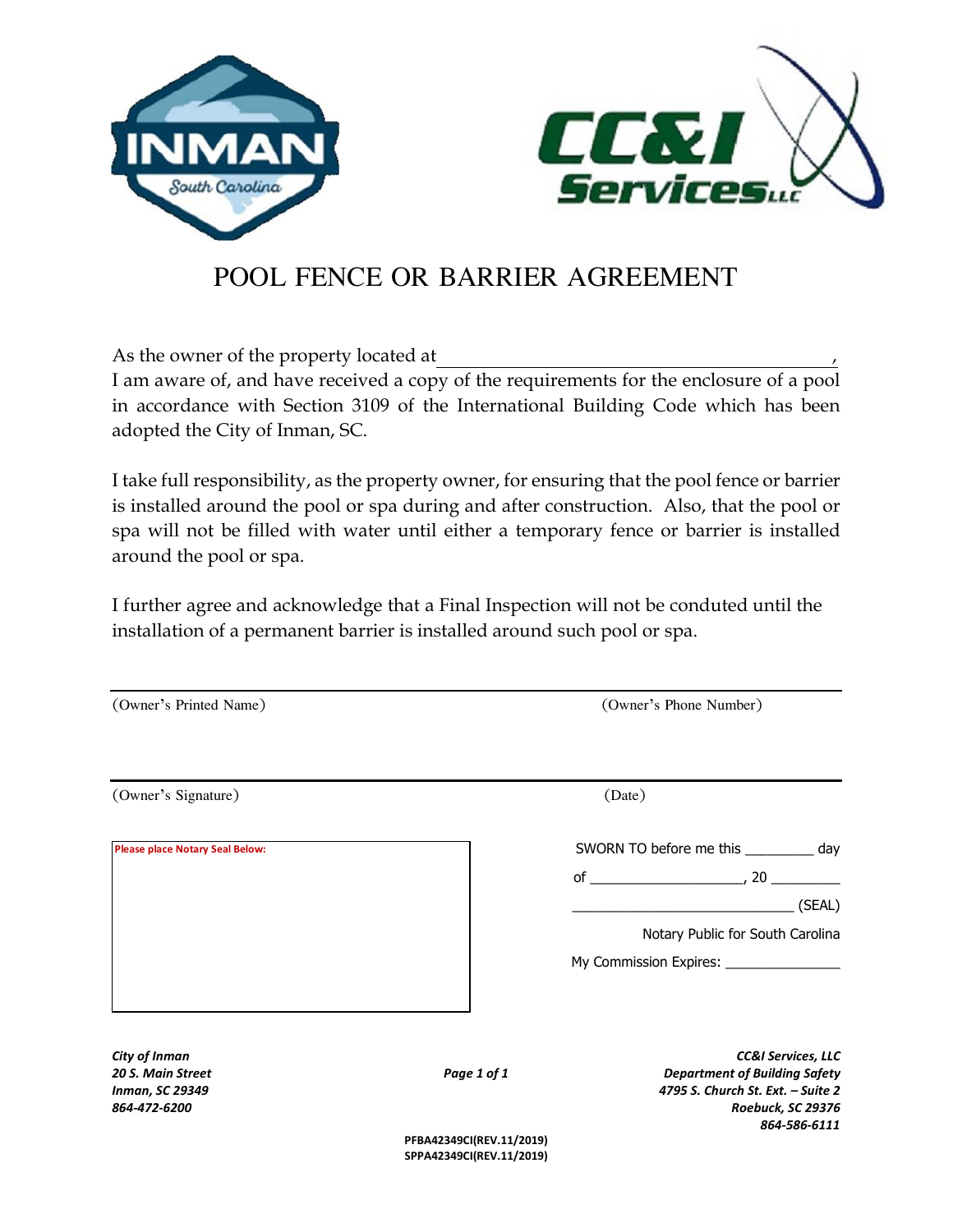# POOL FENCE OR BARRIER AGREEMENT

As the owner of the property located at \_\_\_\_\_\_\_\_\_\_\_\_\_\_\_\_\_\_\_\_\_\_\_\_\_\_\_\_\_\_\_\_\_\_\_\_\_\_\_\_\_\_\_\_, I am aware of, and have received a copy of the requirements for the enclosure of a pool in accordance with Section 3109 of the International Building Code which has been adopted the City of Inman, SC.

I take full responsibility, as the property owner, for ensuring that the pool fence or barrier is installed around the pool or spa during and after construction. Also, that the pool or spa will not be filled with water until either a temporary fence or barrier is installed around the pool or spa.

I further agree and acknowledge that a Final Inspection will not be conduted until the installation of a permanent barrier is installed around such pool or spa.

\_\_\_\_\_\_\_\_\_\_\_\_\_\_\_\_\_\_\_\_\_\_\_\_\_\_\_\_\_\_\_\_\_\_\_\_\_\_\_\_\_\_\_\_\_\_\_\_\_\_\_\_\_\_\_\_\_\_\_\_\_\_\_\_\_\_\_\_\_\_\_\_\_\_\_\_\_\_

(Owner's Printed Name) (Owner's Phone Number)

\_\_\_\_\_\_\_\_\_\_\_\_\_\_\_\_\_\_\_\_\_\_\_\_\_\_\_\_\_\_\_\_\_\_\_\_\_\_\_\_\_\_\_\_\_\_\_\_\_\_\_\_\_\_\_\_\_\_\_\_\_\_\_\_\_\_\_\_\_\_\_\_\_\_\_\_\_\_

(Owner's Signature) (Date)

**Please place Notary Seal Below:**

SWORN TO before me this \_\_\_\_\_\_\_\_\_ day

of \_\_\_\_\_\_\_\_\_\_\_\_\_\_\_\_\_\_\_\_, 20 \_\_\_\_\_\_\_\_\_

\_\_\_\_\_\_\_\_\_\_\_\_\_\_\_\_\_\_\_\_\_\_\_\_\_\_\_\_\_\_ (SEAL)

Notary Public for South Carolina

My Commission Expires: \_\_\_\_\_\_\_\_\_\_\_\_\_\_\_

***City of Inman***
***20 S. Main Street***
***Inman, SC 29349***
***864-472-6200***

***CC&I Services, LLC***
***Department of Building Safety***
***4795 S. Church St. Ext. – Suite 2***
***Roebuck, SC 29376***
***864-586-6111***

**PFBA42349CI(REV.11/2019)**
**SPPA42349CI(REV.11/2019)**